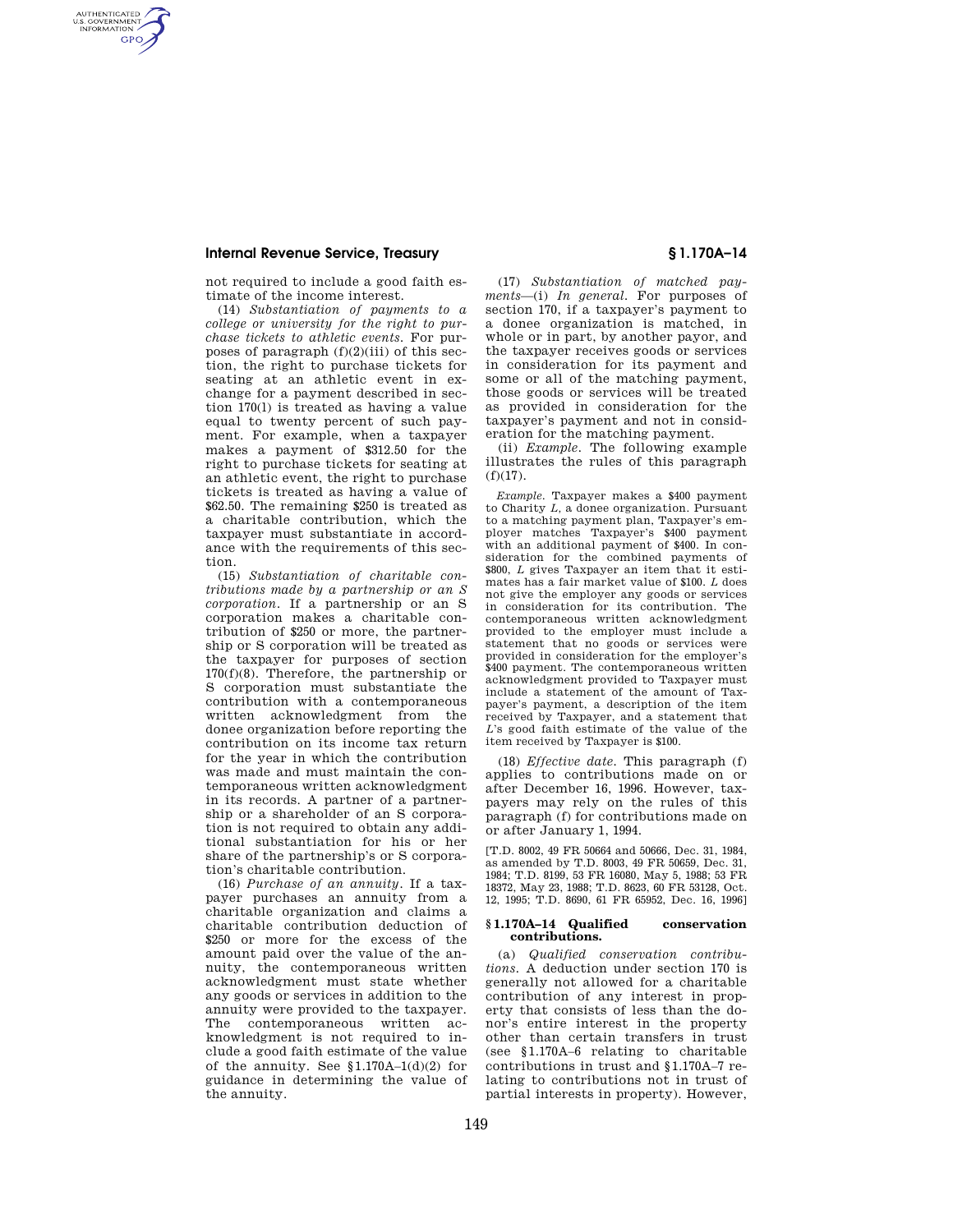not required to include a good faith estimate of the income interest.

(14) *Substantiation of payments to a college or university for the right to purchase tickets to athletic events.* For purposes of paragraph (f)(2)(iii) of this section, the right to purchase tickets for seating at an athletic event in exchange for a payment described in section 170(l) is treated as having a value equal to twenty percent of such payment. For example, when a taxpayer makes a payment of $312.50 for the right to purchase tickets for seating at an athletic event, the right to purchase tickets is treated as having a value of $62.50. The remaining $250 is treated as a charitable contribution, which the taxpayer must substantiate in accordance with the requirements of this section.

(15) *Substantiation of charitable contributions made by a partnership or an S corporation.* If a partnership or an S corporation makes a charitable contribution of $250 or more, the partnership or S corporation will be treated as the taxpayer for purposes of section 170(f)(8). Therefore, the partnership or S corporation must substantiate the contribution with a contemporaneous written acknowledgment from the donee organization before reporting the contribution on its income tax return for the year in which the contribution was made and must maintain the contemporaneous written acknowledgment in its records. A partner of a partnership or a shareholder of an S corporation is not required to obtain any additional substantiation for his or her share of the partnership's or S corporation's charitable contribution.

(16) *Purchase of an annuity.* If a taxpayer purchases an annuity from a charitable organization and claims a charitable contribution deduction of $250 or more for the excess of the amount paid over the value of the annuity, the contemporaneous written acknowledgment must state whether any goods or services in addition to the annuity were provided to the taxpayer. The contemporaneous written acknowledgment is not required to include a good faith estimate of the value of the annuity. See §1.170A–1(d)(2) for guidance in determining the value of the annuity.

(17) *Substantiation of matched payments*—(i) *In general.* For purposes of section 170, if a taxpayer's payment to a donee organization is matched, in whole or in part, by another payor, and the taxpayer receives goods or services in consideration for its payment and some or all of the matching payment, those goods or services will be treated as provided in consideration for the taxpayer's payment and not in consideration for the matching payment.

(ii) *Example.* The following example illustrates the rules of this paragraph (f)(17).

*Example.* Taxpayer makes a $400 payment to Charity *L*, a donee organization. Pursuant to a matching payment plan, Taxpayer's employer matches Taxpayer's $400 payment with an additional payment of $400. In consideration for the combined payments of $800, *L* gives Taxpayer an item that it estimates has a fair market value of $100. *L* does not give the employer any goods or services in consideration for its contribution. The contemporaneous written acknowledgment provided to the employer must include a statement that no goods or services were provided in consideration for the employer's $400 payment. The contemporaneous written acknowledgment provided to Taxpayer must include a statement of the amount of Taxpayer's payment, a description of the item received by Taxpayer, and a statement that *L*'s good faith estimate of the value of the item received by Taxpayer is $100.

(18) *Effective date.* This paragraph (f) applies to contributions made on or after December 16, 1996. However, taxpayers may rely on the rules of this paragraph (f) for contributions made on or after January 1, 1994.

[T.D. 8002, 49 FR 50664 and 50666, Dec. 31, 1984, as amended by T.D. 8003, 49 FR 50659, Dec. 31, 1984; T.D. 8199, 53 FR 16080, May 5, 1988; 53 FR 18372, May 23, 1988; T.D. 8623, 60 FR 53128, Oct. 12, 1995; T.D. 8690, 61 FR 65952, Dec. 16, 1996]

## §1.170A–14 Qualified conservation contributions.

(a) *Qualified conservation contributions.* A deduction under section 170 is generally not allowed for a charitable contribution of any interest in property that consists of less than the donor's entire interest in the property other than certain transfers in trust (see §1.170A–6 relating to charitable contributions in trust and §1.170A–7 relating to contributions not in trust of partial interests in property). However,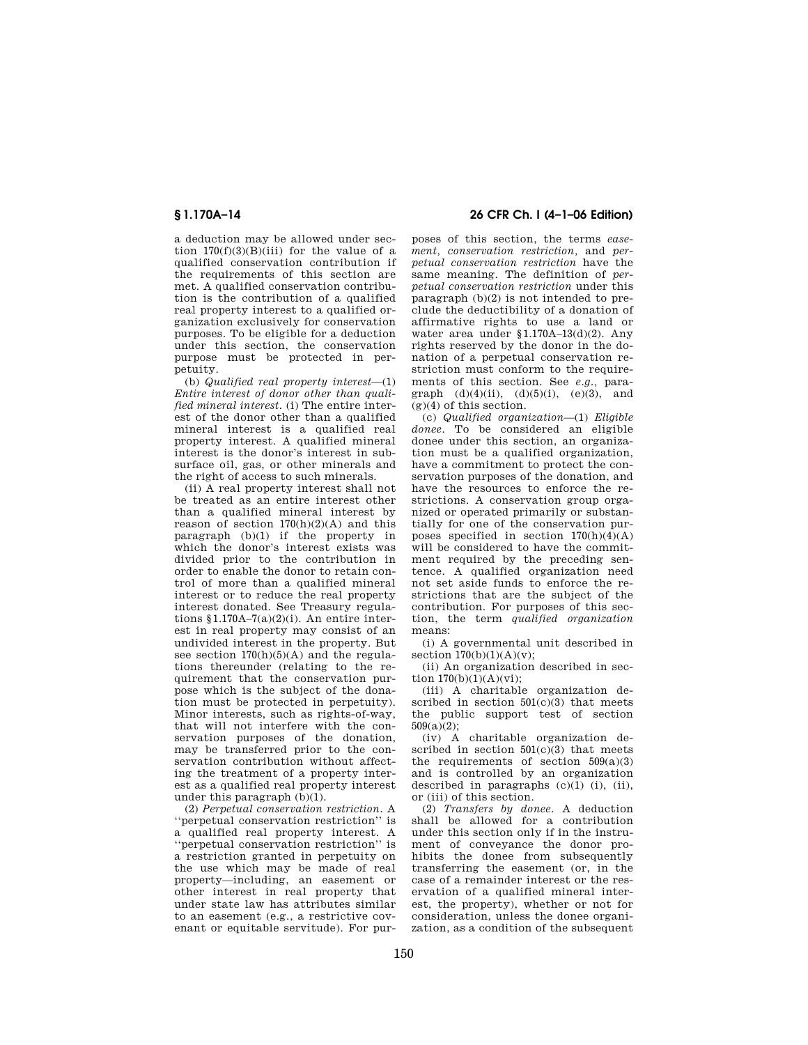a deduction may be allowed under section 170(f)(3)(B)(iii) for the value of a qualified conservation contribution if the requirements of this section are met. A qualified conservation contribution is the contribution of a qualified real property interest to a qualified organization exclusively for conservation purposes. To be eligible for a deduction under this section, the conservation purpose must be protected in perpetuity.

(b) *Qualified real property interest*—(1) *Entire interest of donor other than qualified mineral interest.* (i) The entire interest of the donor other than a qualified mineral interest is a qualified real property interest. A qualified mineral interest is the donor's interest in subsurface oil, gas, or other minerals and the right of access to such minerals.

(ii) A real property interest shall not be treated as an entire interest other than a qualified mineral interest by reason of section 170(h)(2)(A) and this paragraph (b)(1) if the property in which the donor's interest exists was divided prior to the contribution in order to enable the donor to retain control of more than a qualified mineral interest or to reduce the real property interest donated. See Treasury regulations §1.170A–7(a)(2)(i). An entire interest in real property may consist of an undivided interest in the property. But see section 170(h)(5)(A) and the regulations thereunder (relating to the requirement that the conservation purpose which is the subject of the donation must be protected in perpetuity). Minor interests, such as rights-of-way, that will not interfere with the conservation purposes of the donation, may be transferred prior to the conservation contribution without affecting the treatment of a property interest as a qualified real property interest under this paragraph (b)(1).

(2) *Perpetual conservation restriction.* A "perpetual conservation restriction" is a qualified real property interest. A "perpetual conservation restriction" is a restriction granted in perpetuity on the use which may be made of real property—including, an easement or other interest in real property that under state law has attributes similar to an easement (e.g., a restrictive covenant or equitable servitude). For purposes of this section, the terms *easement, conservation restriction,* and *perpetual conservation restriction* have the same meaning. The definition of *perpetual conservation restriction* under this paragraph (b)(2) is not intended to preclude the deductibility of a donation of affirmative rights to use a land or water area under §1.170A–13(d)(2). Any rights reserved by the donor in the donation of a perpetual conservation restriction must conform to the requirements of this section. See *e.g.,* paragraph (d)(4)(ii), (d)(5)(i), (e)(3), and (g)(4) of this section.

(c) *Qualified organization*—(1) *Eligible donee.* To be considered an eligible donee under this section, an organization must be a qualified organization, have a commitment to protect the conservation purposes of the donation, and have the resources to enforce the restrictions. A conservation group organized or operated primarily or substantially for one of the conservation purposes specified in section 170(h)(4)(A) will be considered to have the commitment required by the preceding sentence. A qualified organization need not set aside funds to enforce the restrictions that are the subject of the contribution. For purposes of this section, the term *qualified organization* means:

(i) A governmental unit described in section 170(b)(1)(A)(v);

(ii) An organization described in section 170(b)(1)(A)(vi);

(iii) A charitable organization described in section 501(c)(3) that meets the public support test of section 509(a)(2);

(iv) A charitable organization described in section 501(c)(3) that meets the requirements of section 509(a)(3) and is controlled by an organization described in paragraphs (c)(1) (i), (ii), or (iii) of this section.

(2) *Transfers by donee.* A deduction shall be allowed for a contribution under this section only if in the instrument of conveyance the donor prohibits the donee from subsequently transferring the easement (or, in the case of a remainder interest or the reservation of a qualified mineral interest, the property), whether or not for consideration, unless the donee organization, as a condition of the subsequent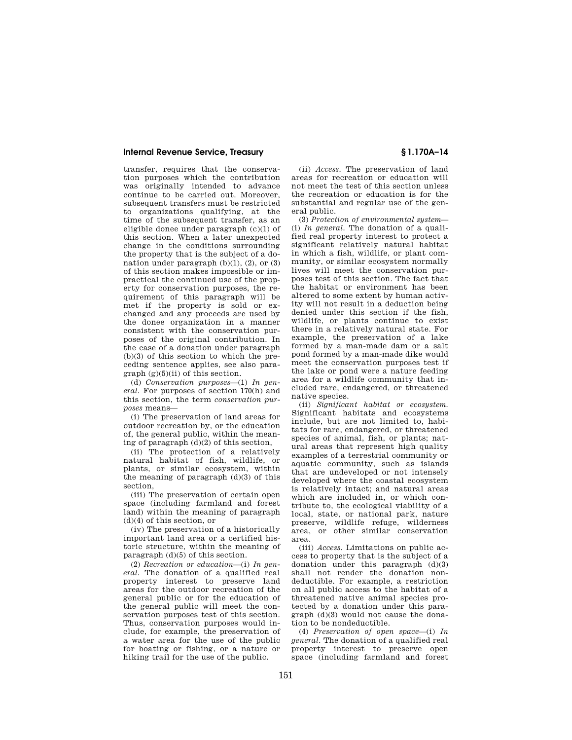transfer, requires that the conservation purposes which the contribution was originally intended to advance continue to be carried out. Moreover, subsequent transfers must be restricted to organizations qualifying, at the time of the subsequent transfer, as an eligible donee under paragraph (c)(1) of this section. When a later unexpected change in the conditions surrounding the property that is the subject of a donation under paragraph (b)(1), (2), or (3) of this section makes impossible or impractical the continued use of the property for conservation purposes, the requirement of this paragraph will be met if the property is sold or exchanged and any proceeds are used by the donee organization in a manner consistent with the conservation purposes of the original contribution. In the case of a donation under paragraph (b)(3) of this section to which the preceding sentence applies, see also paragraph (g)(5)(ii) of this section.

(d) *Conservation purposes*—(1) *In general.* For purposes of section 170(h) and this section, the term *conservation purposes* means—

(i) The preservation of land areas for outdoor recreation by, or the education of, the general public, within the meaning of paragraph (d)(2) of this section,

(ii) The protection of a relatively natural habitat of fish, wildlife, or plants, or similar ecosystem, within the meaning of paragraph (d)(3) of this section,

(iii) The preservation of certain open space (including farmland and forest land) within the meaning of paragraph (d)(4) of this section, or

(iv) The preservation of a historically important land area or a certified historic structure, within the meaning of paragraph (d)(5) of this section.

(2) *Recreation or education*—(i) *In general.* The donation of a qualified real property interest to preserve land areas for the outdoor recreation of the general public or for the education of the general public will meet the conservation purposes test of this section. Thus, conservation purposes would include, for example, the preservation of a water area for the use of the public for boating or fishing, or a nature or hiking trail for the use of the public.

(ii) *Access.* The preservation of land areas for recreation or education will not meet the test of this section unless the recreation or education is for the substantial and regular use of the general public.

(3) *Protection of environmental system*—(i) *In general.* The donation of a qualified real property interest to protect a significant relatively natural habitat in which a fish, wildlife, or plant community, or similar ecosystem normally lives will meet the conservation purposes test of this section. The fact that the habitat or environment has been altered to some extent by human activity will not result in a deduction being denied under this section if the fish, wildlife, or plants continue to exist there in a relatively natural state. For example, the preservation of a lake formed by a man-made dam or a salt pond formed by a man-made dike would meet the conservation purposes test if the lake or pond were a nature feeding area for a wildlife community that included rare, endangered, or threatened native species.

(ii) *Significant habitat or ecosystem.* Significant habitats and ecosystems include, but are not limited to, habitats for rare, endangered, or threatened species of animal, fish, or plants; natural areas that represent high quality examples of a terrestrial community or aquatic community, such as islands that are undeveloped or not intensely developed where the coastal ecosystem is relatively intact; and natural areas which are included in, or which contribute to, the ecological viability of a local, state, or national park, nature preserve, wildlife refuge, wilderness area, or other similar conservation area.

(iii) *Access.* Limitations on public access to property that is the subject of a donation under this paragraph (d)(3) shall not render the donation nondeductible. For example, a restriction on all public access to the habitat of a threatened native animal species protected by a donation under this paragraph (d)(3) would not cause the donation to be nondeductible.

(4) *Preservation of open space*—(i) *In general.* The donation of a qualified real property interest to preserve open space (including farmland and forest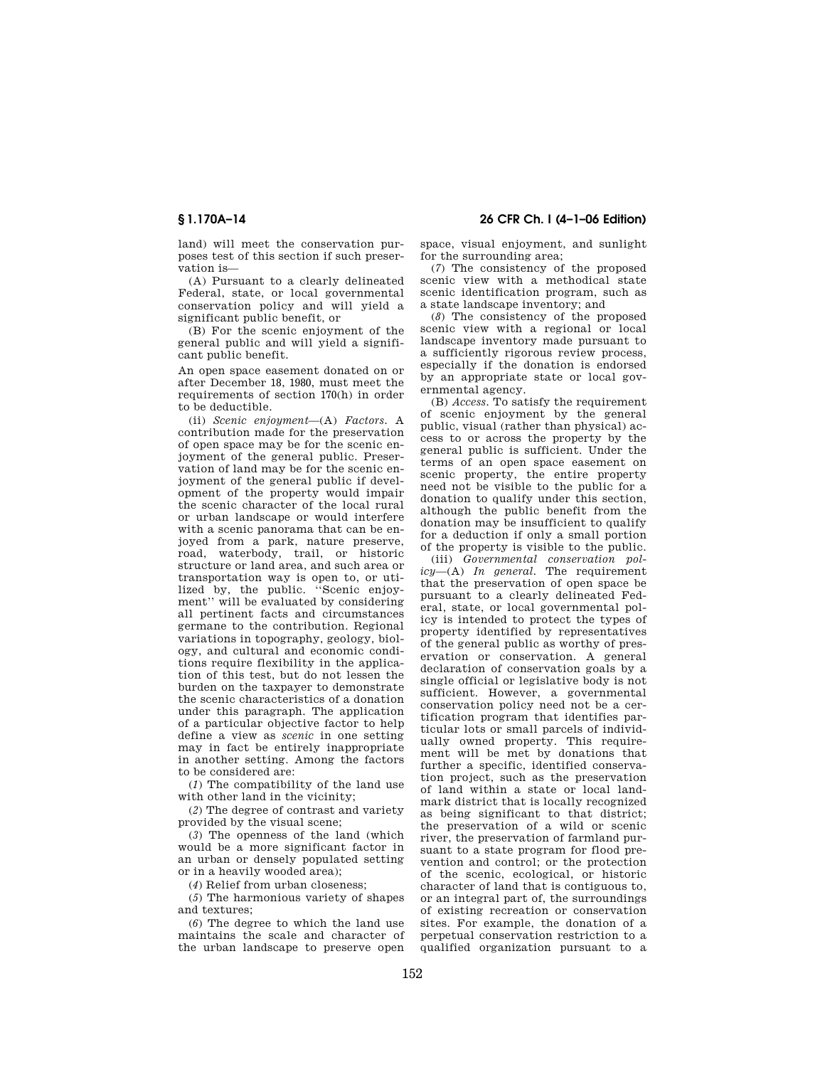land) will meet the conservation purposes test of this section if such preservation is—

(A) Pursuant to a clearly delineated Federal, state, or local governmental conservation policy and will yield a significant public benefit, or

(B) For the scenic enjoyment of the general public and will yield a significant public benefit.

An open space easement donated on or after December 18, 1980, must meet the requirements of section 170(h) in order to be deductible.

(ii) *Scenic enjoyment*—(A) *Factors.* A contribution made for the preservation of open space may be for the scenic enjoyment of the general public. Preservation of land may be for the scenic enjoyment of the general public if development of the property would impair the scenic character of the local rural or urban landscape or would interfere with a scenic panorama that can be enjoyed from a park, nature preserve, road, waterbody, trail, or historic structure or land area, and such area or transportation way is open to, or utilized by, the public. "Scenic enjoyment" will be evaluated by considering all pertinent facts and circumstances germane to the contribution. Regional variations in topography, geology, biology, and cultural and economic conditions require flexibility in the application of this test, but do not lessen the burden on the taxpayer to demonstrate the scenic characteristics of a donation under this paragraph. The application of a particular objective factor to help define a view as *scenic* in one setting may in fact be entirely inappropriate in another setting. Among the factors to be considered are:

(*1*) The compatibility of the land use with other land in the vicinity;

(*2*) The degree of contrast and variety provided by the visual scene;

(*3*) The openness of the land (which would be a more significant factor in an urban or densely populated setting or in a heavily wooded area);

(*4*) Relief from urban closeness;

(*5*) The harmonious variety of shapes and textures;

(*6*) The degree to which the land use maintains the scale and character of the urban landscape to preserve open space, visual enjoyment, and sunlight for the surrounding area;

(*7*) The consistency of the proposed scenic view with a methodical state scenic identification program, such as a state landscape inventory; and

(*8*) The consistency of the proposed scenic view with a regional or local landscape inventory made pursuant to a sufficiently rigorous review process, especially if the donation is endorsed by an appropriate state or local governmental agency.

(B) *Access.* To satisfy the requirement of scenic enjoyment by the general public, visual (rather than physical) access to or across the property by the general public is sufficient. Under the terms of an open space easement on scenic property, the entire property need not be visible to the public for a donation to qualify under this section, although the public benefit from the donation may be insufficient to qualify for a deduction if only a small portion of the property is visible to the public.

(iii) *Governmental conservation policy*—(A) *In general.* The requirement that the preservation of open space be pursuant to a clearly delineated Federal, state, or local governmental policy is intended to protect the types of property identified by representatives of the general public as worthy of preservation or conservation. A general declaration of conservation goals by a single official or legislative body is not sufficient. However, a governmental conservation policy need not be a certification program that identifies particular lots or small parcels of individually owned property. This requirement will be met by donations that further a specific, identified conservation project, such as the preservation of land within a state or local landmark district that is locally recognized as being significant to that district; the preservation of a wild or scenic river, the preservation of farmland pursuant to a state program for flood prevention and control; or the protection of the scenic, ecological, or historic character of land that is contiguous to, or an integral part of, the surroundings of existing recreation or conservation sites. For example, the donation of a perpetual conservation restriction to a qualified organization pursuant to a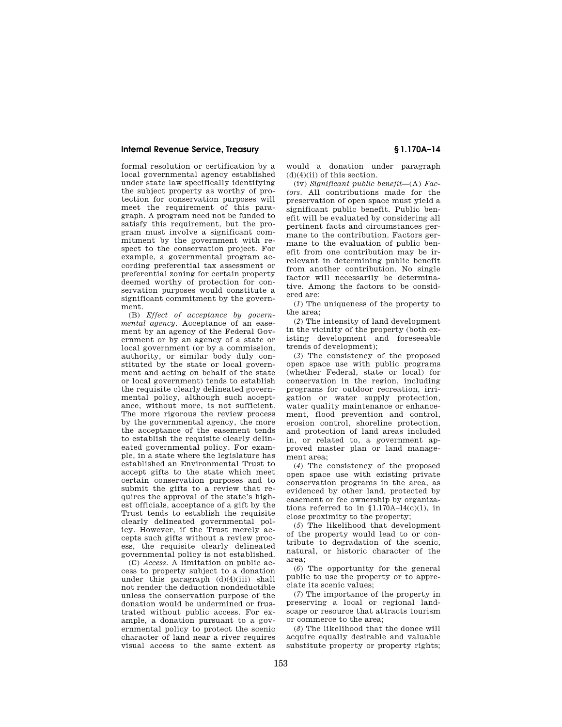formal resolution or certification by a local governmental agency established under state law specifically identifying the subject property as worthy of protection for conservation purposes will meet the requirement of this paragraph. A program need not be funded to satisfy this requirement, but the program must involve a significant commitment by the government with respect to the conservation project. For example, a governmental program according preferential tax assessment or preferential zoning for certain property deemed worthy of protection for conservation purposes would constitute a significant commitment by the government.

(B) *Effect of acceptance by governmental agency.* Acceptance of an easement by an agency of the Federal Government or by an agency of a state or local government (or by a commission, authority, or similar body duly constituted by the state or local government and acting on behalf of the state or local government) tends to establish the requisite clearly delineated governmental policy, although such acceptance, without more, is not sufficient. The more rigorous the review process by the governmental agency, the more the acceptance of the easement tends to establish the requisite clearly delineated governmental policy. For example, in a state where the legislature has established an Environmental Trust to accept gifts to the state which meet certain conservation purposes and to submit the gifts to a review that requires the approval of the state's highest officials, acceptance of a gift by the Trust tends to establish the requisite clearly delineated governmental policy. However, if the Trust merely accepts such gifts without a review process, the requisite clearly delineated governmental policy is not established.

(C) *Access.* A limitation on public access to property subject to a donation under this paragraph (d)(4)(iii) shall not render the deduction nondeductible unless the conservation purpose of the donation would be undermined or frustrated without public access. For example, a donation pursuant to a governmental policy to protect the scenic character of land near a river requires visual access to the same extent as would a donation under paragraph (d)(4)(ii) of this section.

(iv) *Significant public benefit*—(A) *Factors.* All contributions made for the preservation of open space must yield a significant public benefit. Public benefit will be evaluated by considering all pertinent facts and circumstances germane to the contribution. Factors germane to the evaluation of public benefit from one contribution may be irrelevant in determining public benefit from another contribution. No single factor will necessarily be determinative. Among the factors to be considered are:

(*1*) The uniqueness of the property to the area;

(*2*) The intensity of land development in the vicinity of the property (both existing development and foreseeable trends of development);

(*3*) The consistency of the proposed open space use with public programs (whether Federal, state or local) for conservation in the region, including programs for outdoor recreation, irrigation or water supply protection, water quality maintenance or enhancement, flood prevention and control, erosion control, shoreline protection, and protection of land areas included in, or related to, a government approved master plan or land management area;

(*4*) The consistency of the proposed open space use with existing private conservation programs in the area, as evidenced by other land, protected by easement or fee ownership by organizations referred to in §1.170A–14(c)(1), in close proximity to the property;

(*5*) The likelihood that development of the property would lead to or contribute to degradation of the scenic, natural, or historic character of the area;

(*6*) The opportunity for the general public to use the property or to appreciate its scenic values;

(*7*) The importance of the property in preserving a local or regional landscape or resource that attracts tourism or commerce to the area;

(*8*) The likelihood that the donee will acquire equally desirable and valuable substitute property or property rights;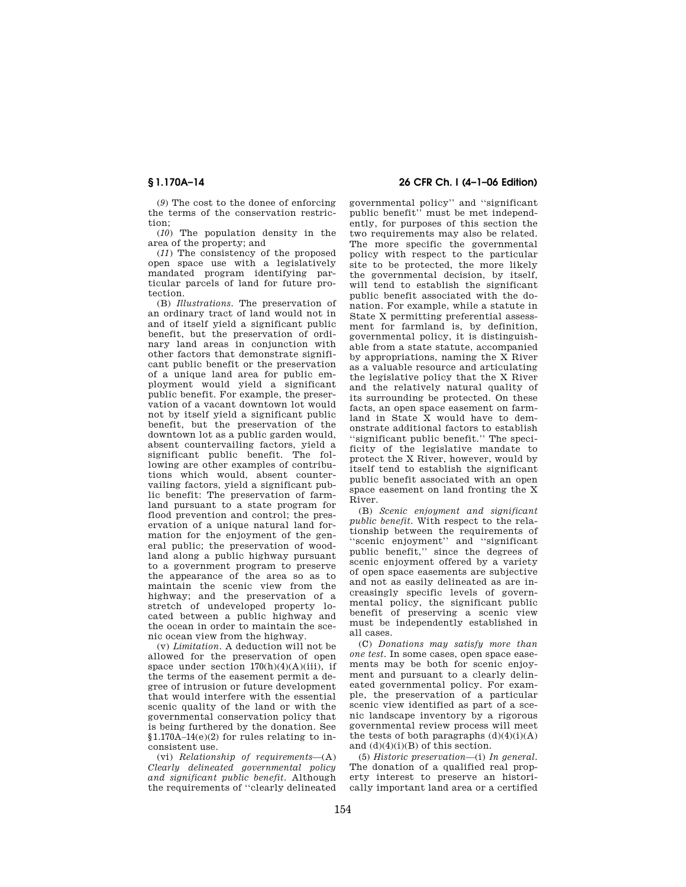(*9*) The cost to the donee of enforcing the terms of the conservation restriction;

(*10*) The population density in the area of the property; and

(*11*) The consistency of the proposed open space use with a legislatively mandated program identifying particular parcels of land for future protection.

(B) *Illustrations.* The preservation of an ordinary tract of land would not in and of itself yield a significant public benefit, but the preservation of ordinary land areas in conjunction with other factors that demonstrate significant public benefit or the preservation of a unique land area for public employment would yield a significant public benefit. For example, the preservation of a vacant downtown lot would not by itself yield a significant public benefit, but the preservation of the downtown lot as a public garden would, absent countervailing factors, yield a significant public benefit. The following are other examples of contributions which would, absent countervailing factors, yield a significant public benefit: The preservation of farmland pursuant to a state program for flood prevention and control; the preservation of a unique natural land formation for the enjoyment of the general public; the preservation of woodland along a public highway pursuant to a government program to preserve the appearance of the area so as to maintain the scenic view from the highway; and the preservation of a stretch of undeveloped property located between a public highway and the ocean in order to maintain the scenic ocean view from the highway.

(v) *Limitation.* A deduction will not be allowed for the preservation of open space under section 170(h)(4)(A)(iii), if the terms of the easement permit a degree of intrusion or future development that would interfere with the essential scenic quality of the land or with the governmental conservation policy that is being furthered by the donation. See §1.170A–14(e)(2) for rules relating to inconsistent use.

(vi) *Relationship of requirements*—(A) *Clearly delineated governmental policy and significant public benefit.* Although the requirements of ''clearly delineated governmental policy'' and ''significant public benefit'' must be met independently, for purposes of this section the two requirements may also be related. The more specific the governmental policy with respect to the particular site to be protected, the more likely the governmental decision, by itself, will tend to establish the significant public benefit associated with the donation. For example, while a statute in State X permitting preferential assessment for farmland is, by definition, governmental policy, it is distinguishable from a state statute, accompanied by appropriations, naming the X River as a valuable resource and articulating the legislative policy that the X River and the relatively natural quality of its surrounding be protected. On these facts, an open space easement on farmland in State X would have to demonstrate additional factors to establish ''significant public benefit.'' The specificity of the legislative mandate to protect the X River, however, would by itself tend to establish the significant public benefit associated with an open space easement on land fronting the X River.

(B) *Scenic enjoyment and significant public benefit.* With respect to the relationship between the requirements of ''scenic enjoyment'' and ''significant public benefit,'' since the degrees of scenic enjoyment offered by a variety of open space easements are subjective and not as easily delineated as are increasingly specific levels of governmental policy, the significant public benefit of preserving a scenic view must be independently established in all cases.

(C) *Donations may satisfy more than one test.* In some cases, open space easements may be both for scenic enjoyment and pursuant to a clearly delineated governmental policy. For example, the preservation of a particular scenic view identified as part of a scenic landscape inventory by a rigorous governmental review process will meet the tests of both paragraphs (d)(4)(i)(A) and (d)(4)(i)(B) of this section.

(5) *Historic preservation*—(i) *In general.* The donation of a qualified real property interest to preserve an historically important land area or a certified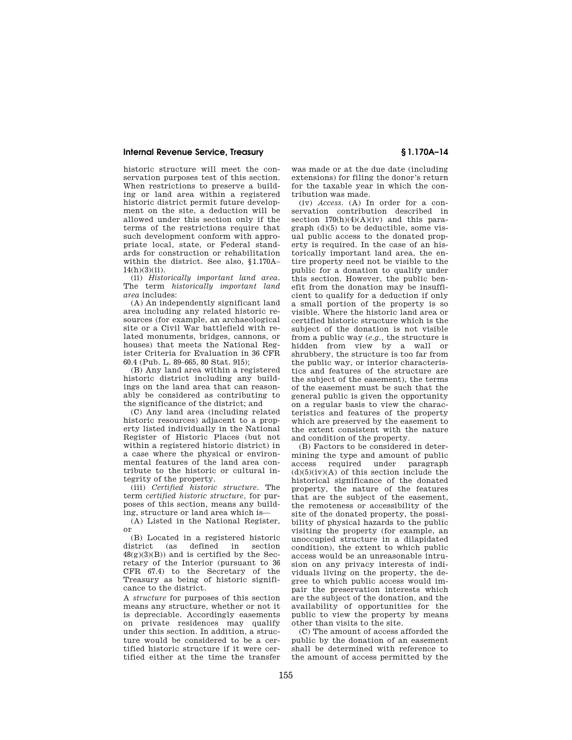historic structure will meet the conservation purposes test of this section. When restrictions to preserve a building or land area within a registered historic district permit future development on the site, a deduction will be allowed under this section only if the terms of the restrictions require that such development conform with appropriate local, state, or Federal standards for construction or rehabilitation within the district. See also, §1.170A–14(h)(3)(ii).

(ii) *Historically important land area*. The term *historically important land area* includes:

(A) An independently significant land area including any related historic resources (for example, an archaeological site or a Civil War battlefield with related monuments, bridges, cannons, or houses) that meets the National Register Criteria for Evaluation in 36 CFR 60.4 (Pub. L. 89–665, 80 Stat. 915);

(B) Any land area within a registered historic district including any buildings on the land area that can reasonably be considered as contributing to the significance of the district; and

(C) Any land area (including related historic resources) adjacent to a property listed individually in the National Register of Historic Places (but not within a registered historic district) in a case where the physical or environmental features of the land area contribute to the historic or cultural integrity of the property.

(iii) *Certified historic structure*. The term *certified historic structure*, for purposes of this section, means any building, structure or land area which is—

(A) Listed in the National Register, or

(B) Located in a registered historic district (as defined in section 48(g)(3)(B)) and is certified by the Secretary of the Interior (pursuant to 36 CFR 67.4) to the Secretary of the Treasury as being of historic significance to the district.

A *structure* for purposes of this section means any structure, whether or not it is depreciable. Accordingly easements on private residences may qualify under this section. In addition, a structure would be considered to be a certified historic structure if it were certified either at the time the transfer was made or at the due date (including extensions) for filing the donor's return for the taxable year in which the contribution was made.

(iv) *Access*. (A) In order for a conservation contribution described in section 170(h)(4)(A)(iv) and this paragraph (d)(5) to be deductible, some visual public access to the donated property is required. In the case of an historically important land area, the entire property need not be visible to the public for a donation to qualify under this section. However, the public benefit from the donation may be insufficient to qualify for a deduction if only a small portion of the property is so visible. Where the historic land area or certified historic structure which is the subject of the donation is not visible from a public way (*e.g.*, the structure is hidden from view by a wall or shrubbery, the structure is too far from the public way, or interior characteristics and features of the structure are the subject of the easement), the terms of the easement must be such that the general public is given the opportunity on a regular basis to view the characteristics and features of the property which are preserved by the easement to the extent consistent with the nature and condition of the property.

(B) Factors to be considered in determining the type and amount of public access required under paragraph (d)(5)(iv)(A) of this section include the historical significance of the donated property, the nature of the features that are the subject of the easement, the remoteness or accessibility of the site of the donated property, the possibility of physical hazards to the public visiting the property (for example, an unoccupied structure in a dilapidated condition), the extent to which public access would be an unreasonable intrusion on any privacy interests of individuals living on the property, the degree to which public access would impair the preservation interests which are the subject of the donation, and the availability of opportunities for the public to view the property by means other than visits to the site.

(C) The amount of access afforded the public by the donation of an easement shall be determined with reference to the amount of access permitted by the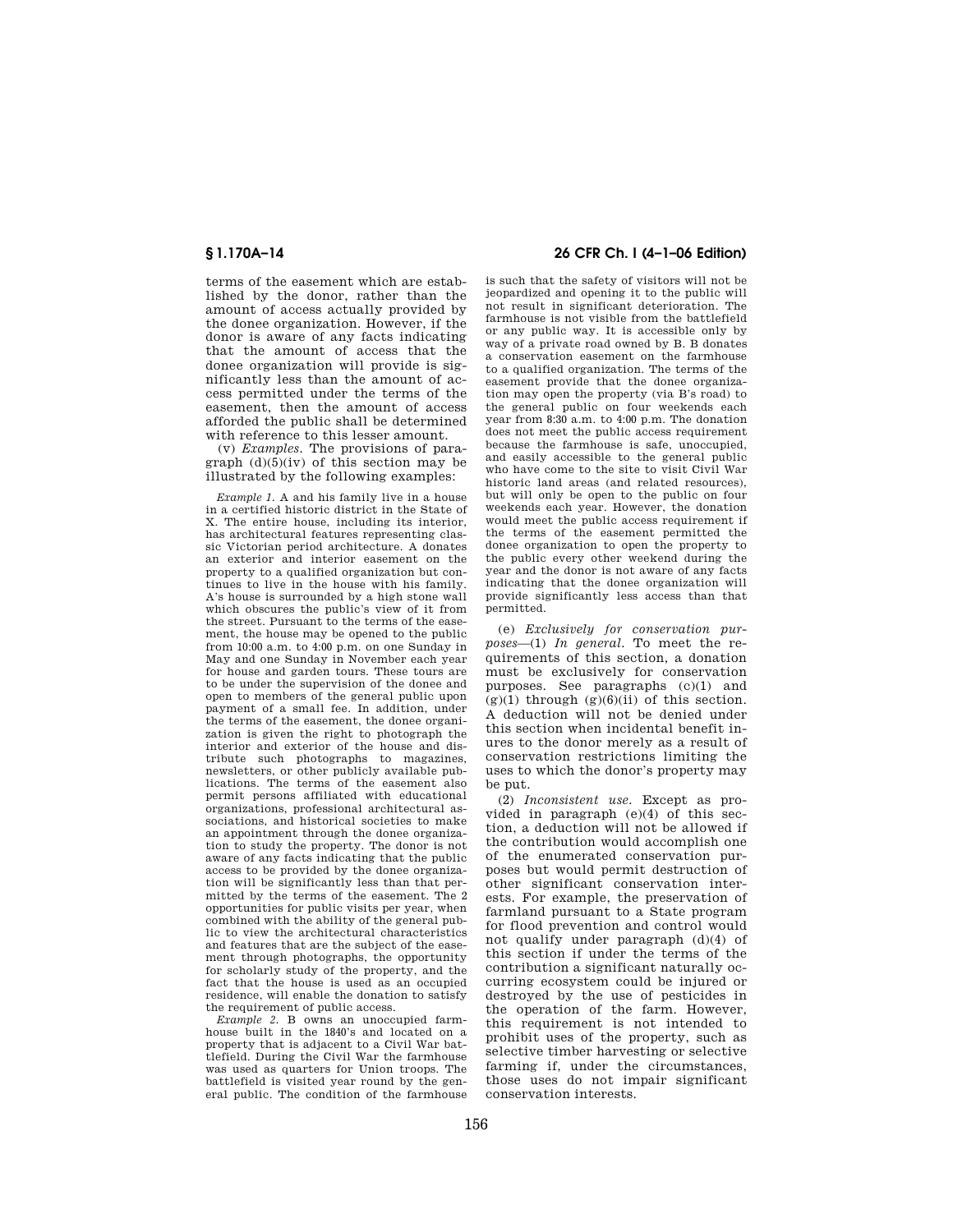terms of the easement which are established by the donor, rather than the amount of access actually provided by the donee organization. However, if the donor is aware of any facts indicating that the amount of access that the donee organization will provide is significantly less than the amount of access permitted under the terms of the easement, then the amount of access afforded the public shall be determined with reference to this lesser amount.

(v) *Examples.* The provisions of paragraph (d)(5)(iv) of this section may be illustrated by the following examples:

*Example 1.* A and his family live in a house in a certified historic district in the State of X. The entire house, including its interior, has architectural features representing classic Victorian period architecture. A donates an exterior and interior easement on the property to a qualified organization but continues to live in the house with his family. A's house is surrounded by a high stone wall which obscures the public's view of it from the street. Pursuant to the terms of the easement, the house may be opened to the public from 10:00 a.m. to 4:00 p.m. on one Sunday in May and one Sunday in November each year for house and garden tours. These tours are to be under the supervision of the donee and open to members of the general public upon payment of a small fee. In addition, under the terms of the easement, the donee organization is given the right to photograph the interior and exterior of the house and distribute such photographs to magazines, newsletters, or other publicly available publications. The terms of the easement also permit persons affiliated with educational organizations, professional architectural associations, and historical societies to make an appointment through the donee organization to study the property. The donor is not aware of any facts indicating that the public access to be provided by the donee organization will be significantly less than that permitted by the terms of the easement. The 2 opportunities for public visits per year, when combined with the ability of the general public to view the architectural characteristics and features that are the subject of the easement through photographs, the opportunity for scholarly study of the property, and the fact that the house is used as an occupied residence, will enable the donation to satisfy the requirement of public access.

*Example 2.* B owns an unoccupied farmhouse built in the 1840's and located on a property that is adjacent to a Civil War battlefield. During the Civil War the farmhouse was used as quarters for Union troops. The battlefield is visited year round by the general public. The condition of the farmhouse is such that the safety of visitors will not be jeopardized and opening it to the public will not result in significant deterioration. The farmhouse is not visible from the battlefield or any public way. It is accessible only by way of a private road owned by B. B donates a conservation easement on the farmhouse to a qualified organization. The terms of the easement provide that the donee organization may open the property (via B's road) to the general public on four weekends each year from 8:30 a.m. to 4:00 p.m. The donation does not meet the public access requirement because the farmhouse is safe, unoccupied, and easily accessible to the general public who have come to the site to visit Civil War historic land areas (and related resources), but will only be open to the public on four weekends each year. However, the donation would meet the public access requirement if the terms of the easement permitted the donee organization to open the property to the public every other weekend during the year and the donor is not aware of any facts indicating that the donee organization will provide significantly less access than that permitted.

(e) *Exclusively for conservation purposes*—(1) *In general.* To meet the requirements of this section, a donation must be exclusively for conservation purposes. See paragraphs (c)(1) and (g)(1) through (g)(6)(ii) of this section. A deduction will not be denied under this section when incidental benefit inures to the donor merely as a result of conservation restrictions limiting the uses to which the donor's property may be put.

(2) *Inconsistent use.* Except as provided in paragraph (e)(4) of this section, a deduction will not be allowed if the contribution would accomplish one of the enumerated conservation purposes but would permit destruction of other significant conservation interests. For example, the preservation of farmland pursuant to a State program for flood prevention and control would not qualify under paragraph (d)(4) of this section if under the terms of the contribution a significant naturally occurring ecosystem could be injured or destroyed by the use of pesticides in the operation of the farm. However, this requirement is not intended to prohibit uses of the property, such as selective timber harvesting or selective farming if, under the circumstances, those uses do not impair significant conservation interests.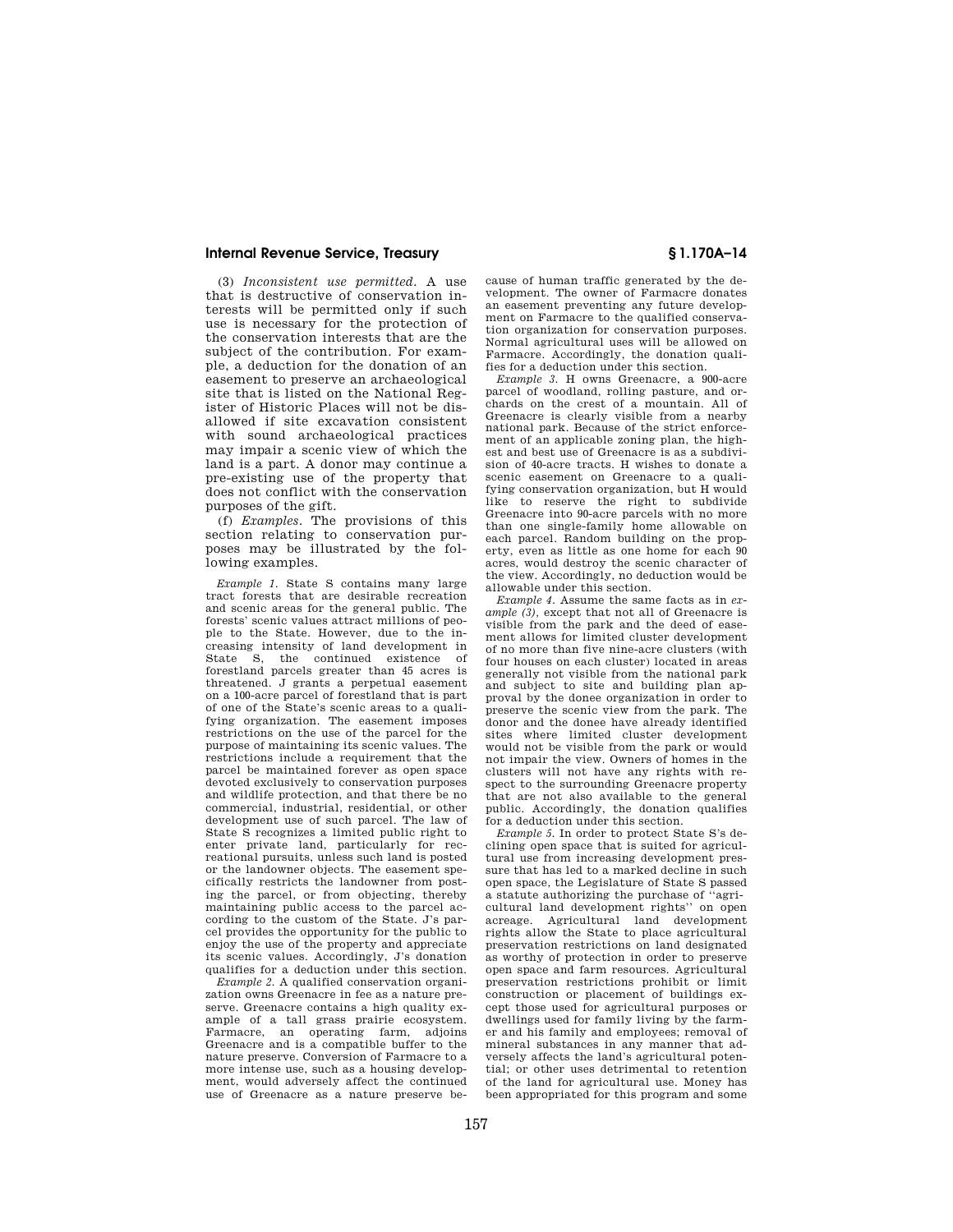(3) *Inconsistent use permitted.* A use that is destructive of conservation interests will be permitted only if such use is necessary for the protection of the conservation interests that are the subject of the contribution. For example, a deduction for the donation of an easement to preserve an archaeological site that is listed on the National Register of Historic Places will not be disallowed if site excavation consistent with sound archaeological practices may impair a scenic view of which the land is a part. A donor may continue a pre-existing use of the property that does not conflict with the conservation purposes of the gift.

(f) *Examples.* The provisions of this section relating to conservation purposes may be illustrated by the following examples.

*Example 1.* State S contains many large tract forests that are desirable recreation and scenic areas for the general public. The forests' scenic values attract millions of people to the State. However, due to the increasing intensity of land development in State S, the continued existence of forestland parcels greater than 45 acres is threatened. J grants a perpetual easement on a 100-acre parcel of forestland that is part of one of the State's scenic areas to a qualifying organization. The easement imposes restrictions on the use of the parcel for the purpose of maintaining its scenic values. The restrictions include a requirement that the parcel be maintained forever as open space devoted exclusively to conservation purposes and wildlife protection, and that there be no commercial, industrial, residential, or other development use of such parcel. The law of State S recognizes a limited public right to enter private land, particularly for recreational pursuits, unless such land is posted or the landowner objects. The easement specifically restricts the landowner from posting the parcel, or from objecting, thereby maintaining public access to the parcel according to the custom of the State. J's parcel provides the opportunity for the public to enjoy the use of the property and appreciate its scenic values. Accordingly, J's donation qualifies for a deduction under this section.

*Example 2.* A qualified conservation organization owns Greenacre in fee as a nature preserve. Greenacre contains a high quality example of a tall grass prairie ecosystem. Farmacre, an operating farm, adjoins Greenacre and is a compatible buffer to the nature preserve. Conversion of Farmacre to a more intense use, such as a housing development, would adversely affect the continued use of Greenacre as a nature preserve because of human traffic generated by the development. The owner of Farmacre donates an easement preventing any future development on Farmacre to the qualified conservation organization for conservation purposes. Normal agricultural uses will be allowed on Farmacre. Accordingly, the donation qualifies for a deduction under this section.

*Example 3.* H owns Greenacre, a 900-acre parcel of woodland, rolling pasture, and orchards on the crest of a mountain. All of Greenacre is clearly visible from a nearby national park. Because of the strict enforcement of an applicable zoning plan, the highest and best use of Greenacre is as a subdivision of 40-acre tracts. H wishes to donate a scenic easement on Greenacre to a qualifying conservation organization, but H would like to reserve the right to subdivide Greenacre into 90-acre parcels with no more than one single-family home allowable on each parcel. Random building on the property, even as little as one home for each 90 acres, would destroy the scenic character of the view. Accordingly, no deduction would be allowable under this section.

*Example 4.* Assume the same facts as in *example (3)*, except that not all of Greenacre is visible from the park and the deed of easement allows for limited cluster development of no more than five nine-acre clusters (with four houses on each cluster) located in areas generally not visible from the national park and subject to site and building plan approval by the donee organization in order to preserve the scenic view from the park. The donor and the donee have already identified sites where limited cluster development would not be visible from the park or would not impair the view. Owners of homes in the clusters will not have any rights with respect to the surrounding Greenacre property that are not also available to the general public. Accordingly, the donation qualifies for a deduction under this section.

*Example 5.* In order to protect State S's declining open space that is suited for agricultural use from increasing development pressure that has led to a marked decline in such open space, the Legislature of State S passed a statute authorizing the purchase of "agricultural land development rights" on open acreage. Agricultural land development rights allow the State to place agricultural preservation restrictions on land designated as worthy of protection in order to preserve open space and farm resources. Agricultural preservation restrictions prohibit or limit construction or placement of buildings except those used for agricultural purposes or dwellings used for family living by the farmer and his family and employees; removal of mineral substances in any manner that adversely affects the land's agricultural potential; or other uses detrimental to retention of the land for agricultural use. Money has been appropriated for this program and some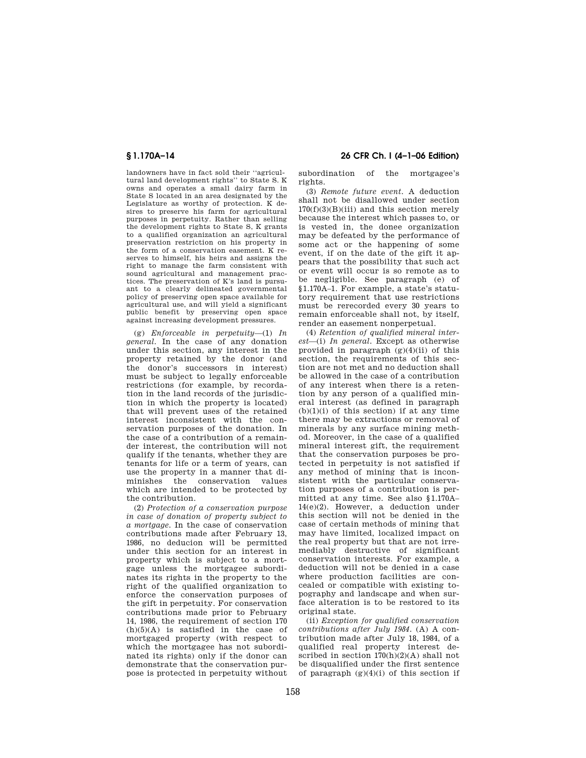landowners have in fact sold their ''agricultural land development rights'' to State S. K owns and operates a small dairy farm in State S located in an area designated by the Legislature as worthy of protection. K desires to preserve his farm for agricultural purposes in perpetuity. Rather than selling the development rights to State S, K grants to a qualified organization an agricultural preservation restriction on his property in the form of a conservation easement. K reserves to himself, his heirs and assigns the right to manage the farm consistent with sound agricultural and management practices. The preservation of K's land is pursuant to a clearly delineated governmental policy of preserving open space available for agricultural use, and will yield a significant public benefit by preserving open space against increasing development pressures.

(g) *Enforceable in perpetuity*—(1) *In general*. In the case of any donation under this section, any interest in the property retained by the donor (and the donor's successors in interest) must be subject to legally enforceable restrictions (for example, by recordation in the land records of the jurisdiction in which the property is located) that will prevent uses of the retained interest inconsistent with the conservation purposes of the donation. In the case of a contribution of a remainder interest, the contribution will not qualify if the tenants, whether they are tenants for life or a term of years, can use the property in a manner that diminishes the conservation values which are intended to be protected by the contribution.

(2) *Protection of a conservation purpose in case of donation of property subject to a mortgage*. In the case of conservation contributions made after February 13, 1986, no deducion will be permitted under this section for an interest in property which is subject to a mortgage unless the mortgagee subordinates its rights in the property to the right of the qualified organization to enforce the conservation purposes of the gift in perpetuity. For conservation contributions made prior to February 14, 1986, the requirement of section 170 (h)(5)(A) is satisfied in the case of mortgaged property (with respect to which the mortgagee has not subordinated its rights) only if the donor can demonstrate that the conservation purpose is protected in perpetuity without subordination of the mortgagee's rights.

(3) *Remote future event*. A deduction shall not be disallowed under section 170(f)(3)(B)(iii) and this section merely because the interest which passes to, or is vested in, the donee organization may be defeated by the performance of some act or the happening of some event, if on the date of the gift it appears that the possibility that such act or event will occur is so remote as to be negligible. See paragraph (e) of §1.170A–1. For example, a state's statutory requirement that use restrictions must be rerecorded every 30 years to remain enforceable shall not, by itself, render an easement nonperpetual.

(4) *Retention of qualified mineral interest*—(i) *In general*. Except as otherwise provided in paragraph (g)(4)(ii) of this section, the requirements of this section are not met and no deduction shall be allowed in the case of a contribution of any interest when there is a retention by any person of a qualified mineral interest (as defined in paragraph (b)(1)(i) of this section) if at any time there may be extractions or removal of minerals by any surface mining method. Moreover, in the case of a qualified mineral interest gift, the requirement that the conservation purposes be protected in perpetuity is not satisfied if any method of mining that is inconsistent with the particular conservation purposes of a contribution is permitted at any time. See also §1.170A–14(e)(2). However, a deduction under this section will not be denied in the case of certain methods of mining that may have limited, localized impact on the real property but that are not irremediably destructive of significant conservation interests. For example, a deduction will not be denied in a case where production facilities are concealed or compatible with existing topography and landscape and when surface alteration is to be restored to its original state.

(ii) *Exception for qualified conservation contributions after July 1984*. (A) A contribution made after July 18, 1984, of a qualified real property interest described in section 170(h)(2)(A) shall not be disqualified under the first sentence of paragraph (g)(4)(i) of this section if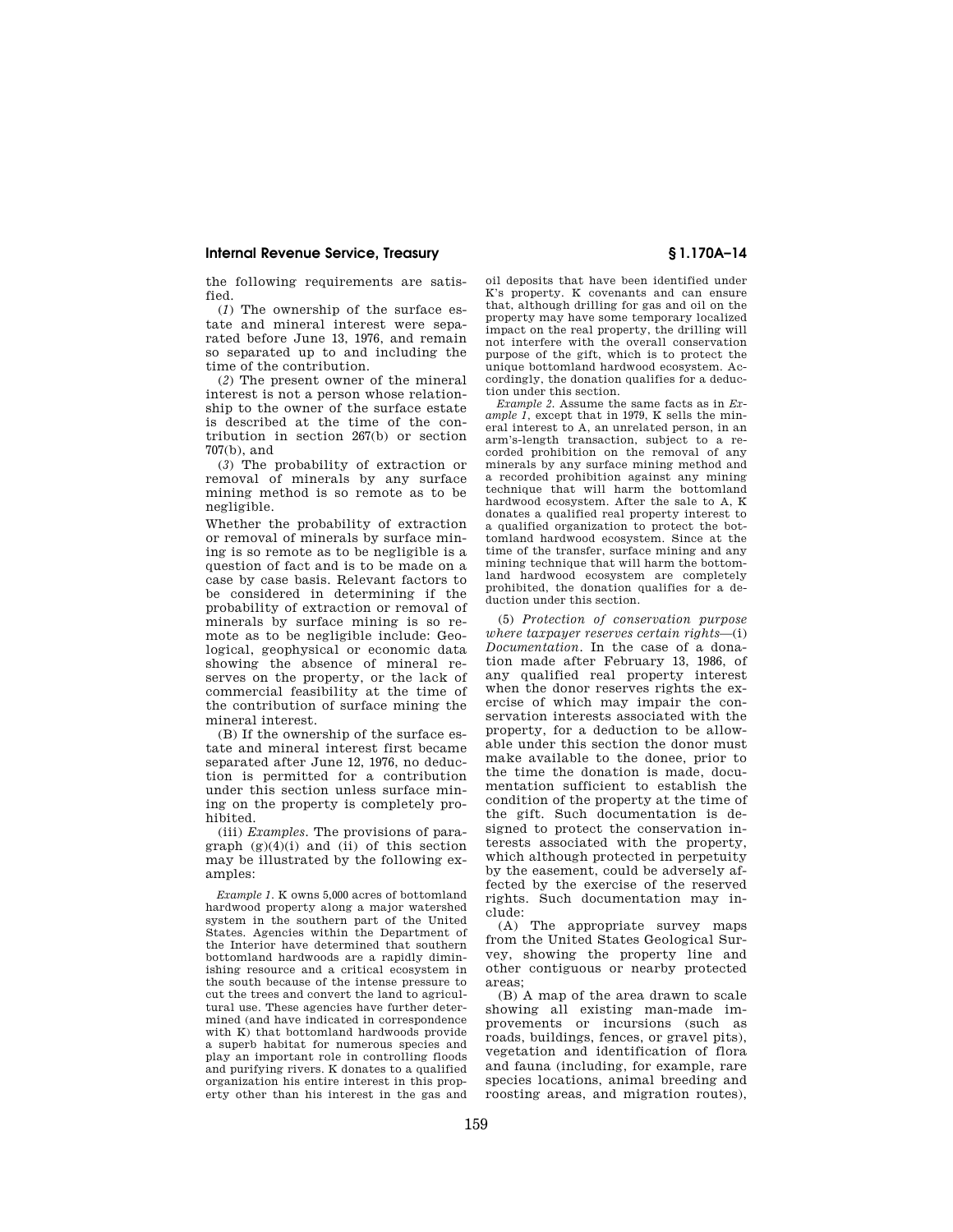the following requirements are satisfied.

(*1*) The ownership of the surface estate and mineral interest were separated before June 13, 1976, and remain so separated up to and including the time of the contribution.

(*2*) The present owner of the mineral interest is not a person whose relationship to the owner of the surface estate is described at the time of the contribution in section 267(b) or section 707(b), and

(*3*) The probability of extraction or removal of minerals by any surface mining method is so remote as to be negligible.

Whether the probability of extraction or removal of minerals by surface mining is so remote as to be negligible is a question of fact and is to be made on a case by case basis. Relevant factors to be considered in determining if the probability of extraction or removal of minerals by surface mining is so remote as to be negligible include: Geological, geophysical or economic data showing the absence of mineral reserves on the property, or the lack of commercial feasibility at the time of the contribution of surface mining the mineral interest.

(B) If the ownership of the surface estate and mineral interest first became separated after June 12, 1976, no deduction is permitted for a contribution under this section unless surface mining on the property is completely prohibited.

(iii) *Examples.* The provisions of paragraph (g)(4)(i) and (ii) of this section may be illustrated by the following examples:

*Example 1.* K owns 5,000 acres of bottomland hardwood property along a major watershed system in the southern part of the United States. Agencies within the Department of the Interior have determined that southern bottomland hardwoods are a rapidly diminishing resource and a critical ecosystem in the south because of the intense pressure to cut the trees and convert the land to agricultural use. These agencies have further determined (and have indicated in correspondence with K) that bottomland hardwoods provide a superb habitat for numerous species and play an important role in controlling floods and purifying rivers. K donates to a qualified organization his entire interest in this property other than his interest in the gas and oil deposits that have been identified under K's property. K covenants and can ensure that, although drilling for gas and oil on the property may have some temporary localized impact on the real property, the drilling will not interfere with the overall conservation purpose of the gift, which is to protect the unique bottomland hardwood ecosystem. Accordingly, the donation qualifies for a deduction under this section.

*Example 2.* Assume the same facts as in *Example 1*, except that in 1979, K sells the mineral interest to A, an unrelated person, in an arm's-length transaction, subject to a recorded prohibition on the removal of any minerals by any surface mining method and a recorded prohibition against any mining technique that will harm the bottomland hardwood ecosystem. After the sale to A, K donates a qualified real property interest to a qualified organization to protect the bottomland hardwood ecosystem. Since at the time of the transfer, surface mining and any mining technique that will harm the bottomland hardwood ecosystem are completely prohibited, the donation qualifies for a deduction under this section.

(5) *Protection of conservation purpose where taxpayer reserves certain rights*—(i) *Documentation.* In the case of a donation made after February 13, 1986, of any qualified real property interest when the donor reserves rights the exercise of which may impair the conservation interests associated with the property, for a deduction to be allowable under this section the donor must make available to the donee, prior to the time the donation is made, documentation sufficient to establish the condition of the property at the time of the gift. Such documentation is designed to protect the conservation interests associated with the property, which although protected in perpetuity by the easement, could be adversely affected by the exercise of the reserved rights. Such documentation may include:

(A) The appropriate survey maps from the United States Geological Survey, showing the property line and other contiguous or nearby protected areas;

(B) A map of the area drawn to scale showing all existing man-made improvements or incursions (such as roads, buildings, fences, or gravel pits), vegetation and identification of flora and fauna (including, for example, rare species locations, animal breeding and roosting areas, and migration routes),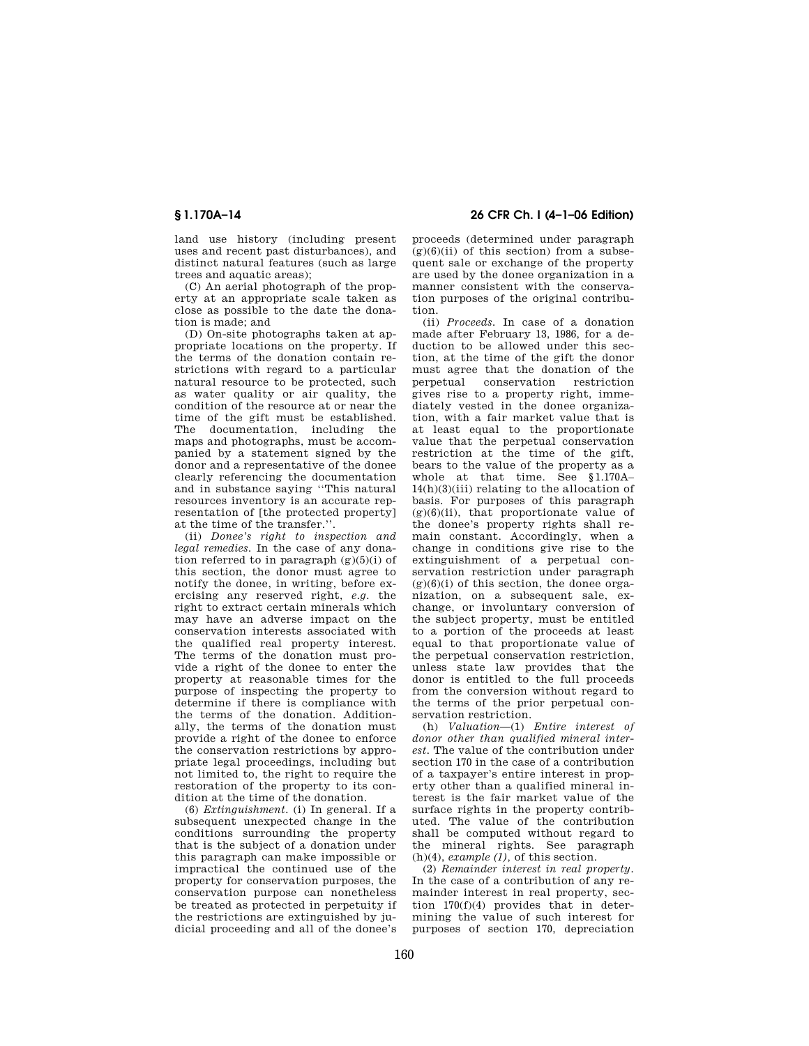land use history (including present uses and recent past disturbances), and distinct natural features (such as large trees and aquatic areas);

(C) An aerial photograph of the property at an appropriate scale taken as close as possible to the date the donation is made; and

(D) On-site photographs taken at appropriate locations on the property. If the terms of the donation contain restrictions with regard to a particular natural resource to be protected, such as water quality or air quality, the condition of the resource at or near the time of the gift must be established. The documentation, including the maps and photographs, must be accompanied by a statement signed by the donor and a representative of the donee clearly referencing the documentation and in substance saying ''This natural resources inventory is an accurate representation of [the protected property] at the time of the transfer.''.

(ii) *Donee's right to inspection and legal remedies.* In the case of any donation referred to in paragraph (g)(5)(i) of this section, the donor must agree to notify the donee, in writing, before exercising any reserved right, *e.g.* the right to extract certain minerals which may have an adverse impact on the conservation interests associated with the qualified real property interest. The terms of the donation must provide a right of the donee to enter the property at reasonable times for the purpose of inspecting the property to determine if there is compliance with the terms of the donation. Additionally, the terms of the donation must provide a right of the donee to enforce the conservation restrictions by appropriate legal proceedings, including but not limited to, the right to require the restoration of the property to its condition at the time of the donation.

(6) *Extinguishment.* (i) In general. If a subsequent unexpected change in the conditions surrounding the property that is the subject of a donation under this paragraph can make impossible or impractical the continued use of the property for conservation purposes, the conservation purpose can nonetheless be treated as protected in perpetuity if the restrictions are extinguished by judicial proceeding and all of the donee's proceeds (determined under paragraph (g)(6)(ii) of this section) from a subsequent sale or exchange of the property are used by the donee organization in a manner consistent with the conservation purposes of the original contribution.

(ii) *Proceeds.* In case of a donation made after February 13, 1986, for a deduction to be allowed under this section, at the time of the gift the donor must agree that the donation of the perpetual conservation restriction gives rise to a property right, immediately vested in the donee organization, with a fair market value that is at least equal to the proportionate value that the perpetual conservation restriction at the time of the gift, bears to the value of the property as a whole at that time. See §1.170A–14(h)(3)(iii) relating to the allocation of basis. For purposes of this paragraph (g)(6)(ii), that proportionate value of the donee's property rights shall remain constant. Accordingly, when a change in conditions give rise to the extinguishment of a perpetual conservation restriction under paragraph (g)(6)(i) of this section, the donee organization, on a subsequent sale, exchange, or involuntary conversion of the subject property, must be entitled to a portion of the proceeds at least equal to that proportionate value of the perpetual conservation restriction, unless state law provides that the donor is entitled to the full proceeds from the conversion without regard to the terms of the prior perpetual conservation restriction.

(h) *Valuation*—(1) *Entire interest of donor other than qualified mineral interest.* The value of the contribution under section 170 in the case of a contribution of a taxpayer's entire interest in property other than a qualified mineral interest is the fair market value of the surface rights in the property contributed. The value of the contribution shall be computed without regard to the mineral rights. See paragraph (h)(4), *example (1),* of this section.

(2) *Remainder interest in real property.* In the case of a contribution of any remainder interest in real property, section 170(f)(4) provides that in determining the value of such interest for purposes of section 170, depreciation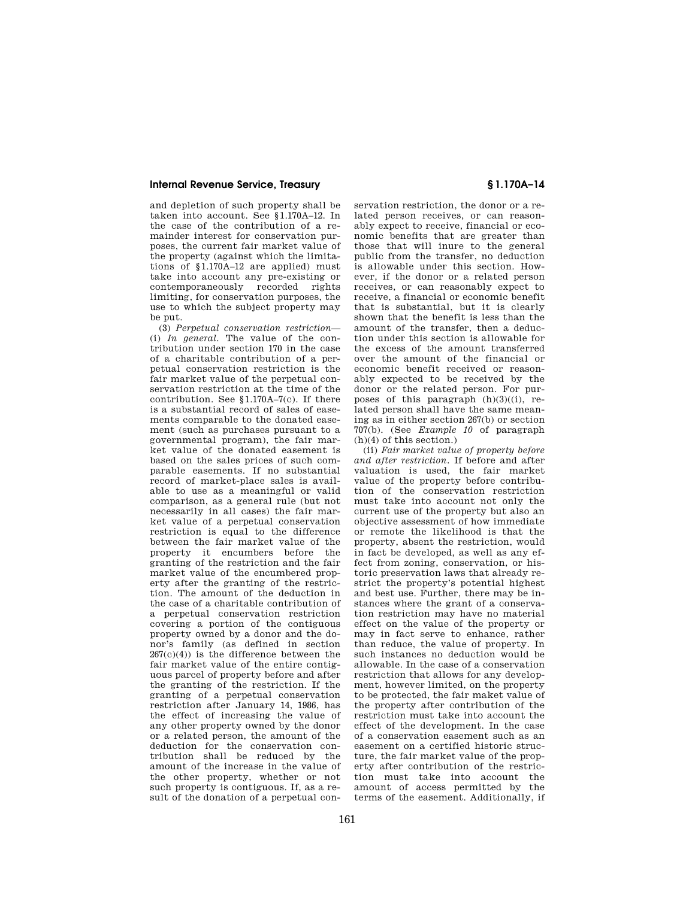and depletion of such property shall be taken into account. See §1.170A–12. In the case of the contribution of a remainder interest for conservation purposes, the current fair market value of the property (against which the limitations of §1.170A–12 are applied) must take into account any pre-existing or contemporaneously recorded rights limiting, for conservation purposes, the use to which the subject property may be put.

(3) *Perpetual conservation restriction*—(i) *In general.* The value of the contribution under section 170 in the case of a charitable contribution of a perpetual conservation restriction is the fair market value of the perpetual conservation restriction at the time of the contribution. See §1.170A–7(c). If there is a substantial record of sales of easements comparable to the donated easement (such as purchases pursuant to a governmental program), the fair market value of the donated easement is based on the sales prices of such comparable easements. If no substantial record of market-place sales is available to use as a meaningful or valid comparison, as a general rule (but not necessarily in all cases) the fair market value of a perpetual conservation restriction is equal to the difference between the fair market value of the property it encumbers before the granting of the restriction and the fair market value of the encumbered property after the granting of the restriction. The amount of the deduction in the case of a charitable contribution of a perpetual conservation restriction covering a portion of the contiguous property owned by a donor and the donor's family (as defined in section 267(c)(4)) is the difference between the fair market value of the entire contiguous parcel of property before and after the granting of the restriction. If the granting of a perpetual conservation restriction after January 14, 1986, has the effect of increasing the value of any other property owned by the donor or a related person, the amount of the deduction for the conservation contribution shall be reduced by the amount of the increase in the value of the other property, whether or not such property is contiguous. If, as a result of the donation of a perpetual conservation restriction, the donor or a related person receives, or can reasonably expect to receive, financial or economic benefits that are greater than those that will inure to the general public from the transfer, no deduction is allowable under this section. However, if the donor or a related person receives, or can reasonably expect to receive, a financial or economic benefit that is substantial, but it is clearly shown that the benefit is less than the amount of the transfer, then a deduction under this section is allowable for the excess of the amount transferred over the amount of the financial or economic benefit received or reasonably expected to be received by the donor or the related person. For purposes of this paragraph (h)(3)((i), related person shall have the same meaning as in either section 267(b) or section 707(b). (See *Example 10* of paragraph (h)(4) of this section.)

(ii) *Fair market value of property before and after restriction.* If before and after valuation is used, the fair market value of the property before contribution of the conservation restriction must take into account not only the current use of the property but also an objective assessment of how immediate or remote the likelihood is that the property, absent the restriction, would in fact be developed, as well as any effect from zoning, conservation, or historic preservation laws that already restrict the property's potential highest and best use. Further, there may be instances where the grant of a conservation restriction may have no material effect on the value of the property or may in fact serve to enhance, rather than reduce, the value of property. In such instances no deduction would be allowable. In the case of a conservation restriction that allows for any development, however limited, on the property to be protected, the fair maket value of the property after contribution of the restriction must take into account the effect of the development. In the case of a conservation easement such as an easement on a certified historic structure, the fair market value of the property after contribution of the restriction must take into account the amount of access permitted by the terms of the easement. Additionally, if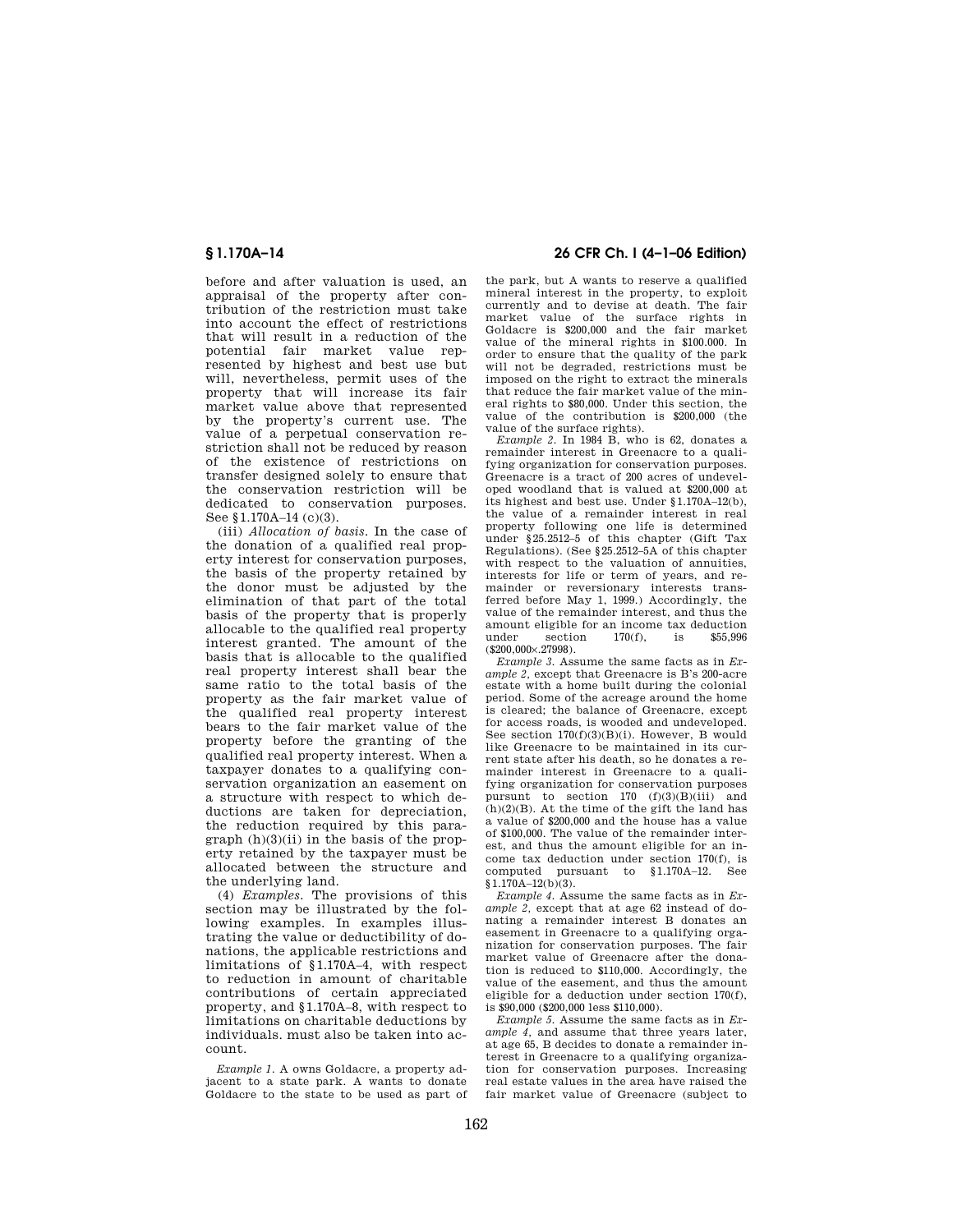before and after valuation is used, an appraisal of the property after contribution of the restriction must take into account the effect of restrictions that will result in a reduction of the potential fair market value represented by highest and best use but will, nevertheless, permit uses of the property that will increase its fair market value above that represented by the property's current use. The value of a perpetual conservation restriction shall not be reduced by reason of the existence of restrictions on transfer designed solely to ensure that the conservation restriction will be dedicated to conservation purposes. See §1.170A–14 (c)(3).

(iii) *Allocation of basis.* In the case of the donation of a qualified real property interest for conservation purposes, the basis of the property retained by the donor must be adjusted by the elimination of that part of the total basis of the property that is properly allocable to the qualified real property interest granted. The amount of the basis that is allocable to the qualified real property interest shall bear the same ratio to the total basis of the property as the fair market value of the qualified real property interest bears to the fair market value of the property before the granting of the qualified real property interest. When a taxpayer donates to a qualifying conservation organization an easement on a structure with respect to which deductions are taken for depreciation, the reduction required by this paragraph (h)(3)(ii) in the basis of the property retained by the taxpayer must be allocated between the structure and the underlying land.

(4) *Examples.* The provisions of this section may be illustrated by the following examples. In examples illustrating the value or deductibility of donations, the applicable restrictions and limitations of §1.170A–4, with respect to reduction in amount of charitable contributions of certain appreciated property, and §1.170A–8, with respect to limitations on charitable deductions by individuals. must also be taken into account.

*Example 1.* A owns Goldacre, a property adjacent to a state park. A wants to donate Goldacre to the state to be used as part of the park, but A wants to reserve a qualified mineral interest in the property, to exploit currently and to devise at death. The fair market value of the surface rights in Goldacre is $200,000 and the fair market value of the mineral rights in $100.000. In order to ensure that the quality of the park will not be degraded, restrictions must be imposed on the right to extract the minerals that reduce the fair market value of the mineral rights to $80,000. Under this section, the value of the contribution is $200,000 (the value of the surface rights).

*Example 2.* In 1984 B, who is 62, donates a remainder interest in Greenacre to a qualifying organization for conservation purposes. Greenacre is a tract of 200 acres of undeveloped woodland that is valued at $200,000 at its highest and best use. Under §1.170A–12(b), the value of a remainder interest in real property following one life is determined under §25.2512–5 of this chapter (Gift Tax Regulations). (See §25.2512–5A of this chapter with respect to the valuation of annuities, interests for life or term of years, and remainder or reversionary interests transferred before May 1, 1999.) Accordingly, the value of the remainder interest, and thus the amount eligible for an income tax deduction under section 170(f), is $55,996 ($200,000×.27998).

*Example 3.* Assume the same facts as in *Example 2,* except that Greenacre is B's 200-acre estate with a home built during the colonial period. Some of the acreage around the home is cleared; the balance of Greenacre, except for access roads, is wooded and undeveloped. See section 170(f)(3)(B)(i). However, B would like Greenacre to be maintained in its current state after his death, so he donates a remainder interest in Greenacre to a qualifying organization for conservation purposes pursuant to section 170 (f)(3)(B)(iii) and (h)(2)(B). At the time of the gift the land has a value of $200,000 and the house has a value of $100,000. The value of the remainder interest, and thus the amount eligible for an income tax deduction under section 170(f), is computed pursuant to §1.170A–12. See §1.170A–12(b)(3).

*Example 4.* Assume the same facts as in *Example 2,* except that at age 62 instead of donating a remainder interest B donates an easement in Greenacre to a qualifying organization for conservation purposes. The fair market value of Greenacre after the donation is reduced to $110,000. Accordingly, the value of the easement, and thus the amount eligible for a deduction under section 170(f), is $90,000 ($200,000 less $110,000).

*Example 5.* Assume the same facts as in *Example 4,* and assume that three years later, at age 65, B decides to donate a remainder interest in Greenacre to a qualifying organization for conservation purposes. Increasing real estate values in the area have raised the fair market value of Greenacre (subject to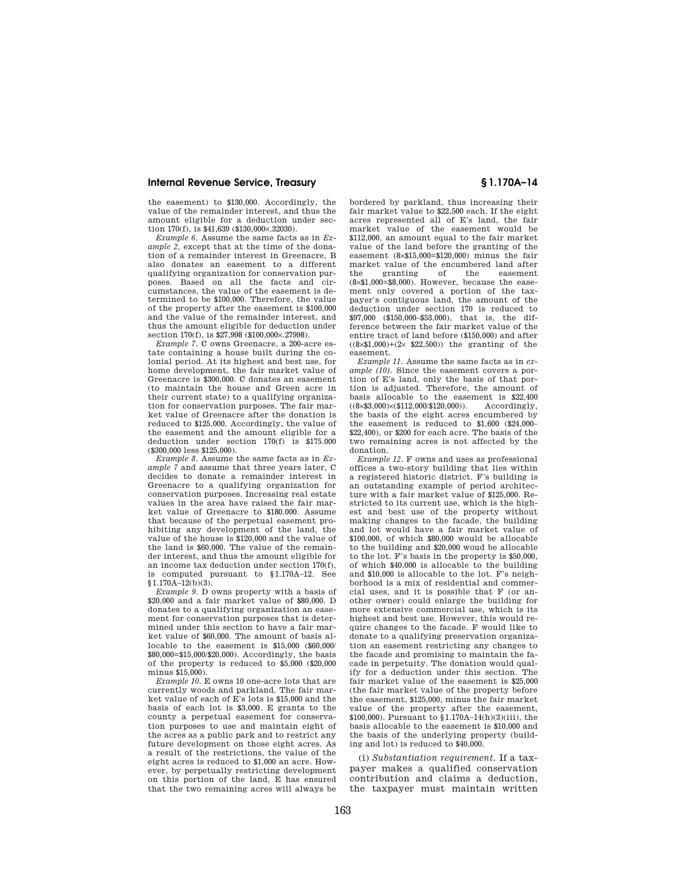the easement) to \$130,000. Accordingly, the value of the remainder interest, and thus the amount eligible for a deduction under section 170(f), is \$41,639 (\$130,000×.32030).

*Example 6*. Assume the same facts as in *Example 2*, except that at the time of the donation of a remainder interest in Greenacre, B also donates an easement to a different qualifying organization for conservation purposes. Based on all the facts and circumstances, the value of the easement is determined to be \$100,000. Therefore, the value of the property after the easement is \$100,000 and the value of the remainder interest, and thus the amount eligible for deduction under section 170(f), is \$27,998 (\$100,000×.27998).

*Example 7*. C owns Greenacre, a 200-acre estate containing a house built during the colonial period. At its highest and best use, for home development, the fair market value of Greenacre is \$300,000. C donates an easement (to maintain the house and Green acre in their current state) to a qualifying organization for conservation purposes. The fair market value of Greenacre after the donation is reduced to \$125,000. Accordingly, the value of the easement and the amount eligible for a deduction under section 170(f) is \$175.000 (\$300,000 less \$125,000).

*Example 8*. Assume the same facts as in *Example 7* and assume that three years later, C decides to donate a remainder interest in Greenacre to a qualifying organization for conservation purposes. Increasing real estate values in the area have raised the fair market value of Greenacre to \$180.000. Assume that because of the perpetual easement prohibiting any development of the land, the value of the house is \$120,000 and the value of the land is \$60,000. The value of the remainder interest, and thus the amount eligible for an income tax deduction under section 170(f), is computed pursuant to §1.170A–12. See §1.170A–12(b)(3).

*Example 9*. D owns property with a basis of \$20,000 and a fair market value of \$80,000. D donates to a qualifying organization an easement for conservation purposes that is determined under this section to have a fair market value of \$60,000. The amount of basis allocable to the easement is \$15,000 (\$60,000/\$80,000=\$15,000/\$20,000). Accordingly, the basis of the property is reduced to \$5,000 (\$20,000 minus \$15,000).

*Example 10*. E owns 10 one-acre lots that are currently woods and parkland. The fair market value of each of E's lots is \$15,000 and the basis of each lot is \$3,000. E grants to the county a perpetual easement for conservation purposes to use and maintain eight of the acres as a public park and to restrict any future development on those eight acres. As a result of the restrictions, the value of the eight acres is reduced to \$1,000 an acre. However, by perpetually restricting development on this portion of the land, E has ensured that the two remaining acres will always be bordered by parkland, thus increasing their fair market value to \$22,500 each. If the eight acres represented all of E's land, the fair market value of the easement would be \$112,000, an amount equal to the fair market value of the land before the granting of the easement (8×\$15,000=\$120,000) minus the fair market value of the encumbered land after the granting of the easement (8×\$1,000=\$8,000). However, because the easement only covered a portion of the taxpayer's contiguous land, the amount of the deduction under section 170 is reduced to \$97,000 (\$150,000–\$53,000), that is, the difference between the fair market value of the entire tract of land before (\$150,000) and after ((8×\$1,000)+(2× \$22,500)) the granting of the easement.

*Example 11*. Assume the same facts as in *example (10)*. Since the easement covers a portion of E's land, only the basis of that portion is adjusted. Therefore, the amount of basis allocable to the easement is \$22,400 ((8×\$3,000)×(\$112,000/\$120,000)). Accordingly, the basis of the eight acres encumbered by the easement is reduced to \$1,600 (\$24,000–\$22,400), or \$200 for each acre. The basis of the two remaining acres is not affected by the donation.

*Example 12*. F owns and uses as professional offices a two-story building that lies within a registered historic district. F's building is an outstanding example of period architecture with a fair market value of \$125,000. Restricted to its current use, which is the highest and best use of the property without making changes to the facade, the building and lot would have a fair market value of \$100,000, of which \$80,000 would be allocable to the building and \$20,000 woud be allocable to the lot. F's basis in the property is \$50,000, of which \$40,000 is allocable to the building and \$10,000 is allocable to the lot. F's neighborhood is a mix of residential and commercial uses, and it is possible that F (or another owner) could enlarge the building for more extensive commercial use, which is its highest and best use. However, this would require changes to the facade. F would like to donate to a qualifying preservation organization an easement restricting any changes to the facade and promising to maintain the facade in perpetuity. The donation would qualify for a deduction under this section. The fair market value of the easement is \$25,000 (the fair market value of the property before the easement, \$125,000, minus the fair market value of the property after the easement, \$100,000). Pursuant to §1.170A–14(h)(3)(iii), the basis allocable to the easement is \$10,000 and the basis of the underlying property (building and lot) is reduced to \$40,000.

(i) *Substantiation requirement*. If a taxpayer makes a qualified conservation contribution and claims a deduction, the taxpayer must maintain written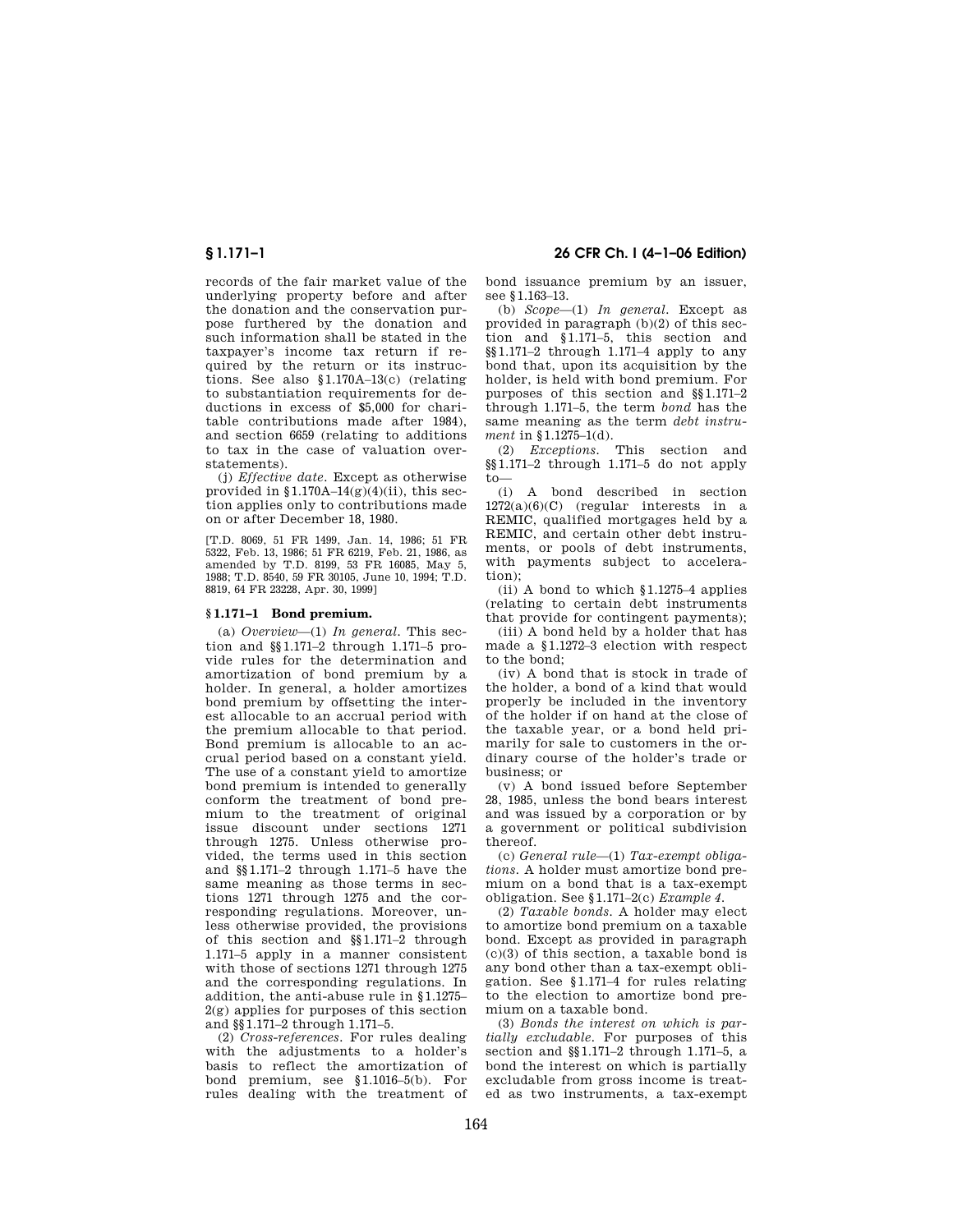records of the fair market value of the underlying property before and after the donation and the conservation purpose furthered by the donation and such information shall be stated in the taxpayer's income tax return if required by the return or its instructions. See also §1.170A–13(c) (relating to substantiation requirements for deductions in excess of $5,000 for charitable contributions made after 1984), and section 6659 (relating to additions to tax in the case of valuation overstatements).

(j) *Effective date.* Except as otherwise provided in §1.170A–14(g)(4)(ii), this section applies only to contributions made on or after December 18, 1980.

[T.D. 8069, 51 FR 1499, Jan. 14, 1986; 51 FR 5322, Feb. 13, 1986; 51 FR 6219, Feb. 21, 1986, as amended by T.D. 8199, 53 FR 16085, May 5, 1988; T.D. 8540, 59 FR 30105, June 10, 1994; T.D. 8819, 64 FR 23228, Apr. 30, 1999]

## §1.171–1 Bond premium.

(a) *Overview*—(1) *In general.* This section and §§1.171–2 through 1.171–5 provide rules for the determination and amortization of bond premium by a holder. In general, a holder amortizes bond premium by offsetting the interest allocable to an accrual period with the premium allocable to that period. Bond premium is allocable to an accrual period based on a constant yield. The use of a constant yield to amortize bond premium is intended to generally conform the treatment of bond premium to the treatment of original issue discount under sections 1271 through 1275. Unless otherwise provided, the terms used in this section and §§1.171–2 through 1.171–5 have the same meaning as those terms in sections 1271 through 1275 and the corresponding regulations. Moreover, unless otherwise provided, the provisions of this section and §§1.171–2 through 1.171–5 apply in a manner consistent with those of sections 1271 through 1275 and the corresponding regulations. In addition, the anti-abuse rule in §1.1275–2(g) applies for purposes of this section and §§1.171–2 through 1.171–5.

(2) *Cross-references.* For rules dealing with the adjustments to a holder's basis to reflect the amortization of bond premium, see §1.1016–5(b). For rules dealing with the treatment of bond issuance premium by an issuer, see §1.163–13.

(b) *Scope*—(1) *In general.* Except as provided in paragraph (b)(2) of this section and §1.171–5, this section and §§1.171–2 through 1.171–4 apply to any bond that, upon its acquisition by the holder, is held with bond premium. For purposes of this section and §§1.171–2 through 1.171–5, the term *bond* has the same meaning as the term *debt instrument* in §1.1275–1(d).

(2) *Exceptions.* This section and §§1.171–2 through 1.171–5 do not apply to—

(i) A bond described in section 1272(a)(6)(C) (regular interests in a REMIC, qualified mortgages held by a REMIC, and certain other debt instruments, or pools of debt instruments, with payments subject to acceleration);

(ii) A bond to which §1.1275–4 applies (relating to certain debt instruments that provide for contingent payments);

(iii) A bond held by a holder that has made a §1.1272–3 election with respect to the bond;

(iv) A bond that is stock in trade of the holder, a bond of a kind that would properly be included in the inventory of the holder if on hand at the close of the taxable year, or a bond held primarily for sale to customers in the ordinary course of the holder's trade or business; or

(v) A bond issued before September 28, 1985, unless the bond bears interest and was issued by a corporation or by a government or political subdivision thereof.

(c) *General rule*—(1) *Tax-exempt obligations.* A holder must amortize bond premium on a bond that is a tax-exempt obligation. See §1.171–2(c) *Example 4.*

(2) *Taxable bonds.* A holder may elect to amortize bond premium on a taxable bond. Except as provided in paragraph (c)(3) of this section, a taxable bond is any bond other than a tax-exempt obligation. See §1.171–4 for rules relating to the election to amortize bond premium on a taxable bond.

(3) *Bonds the interest on which is partially excludable.* For purposes of this section and §§1.171–2 through 1.171–5, a bond the interest on which is partially excludable from gross income is treated as two instruments, a tax-exempt